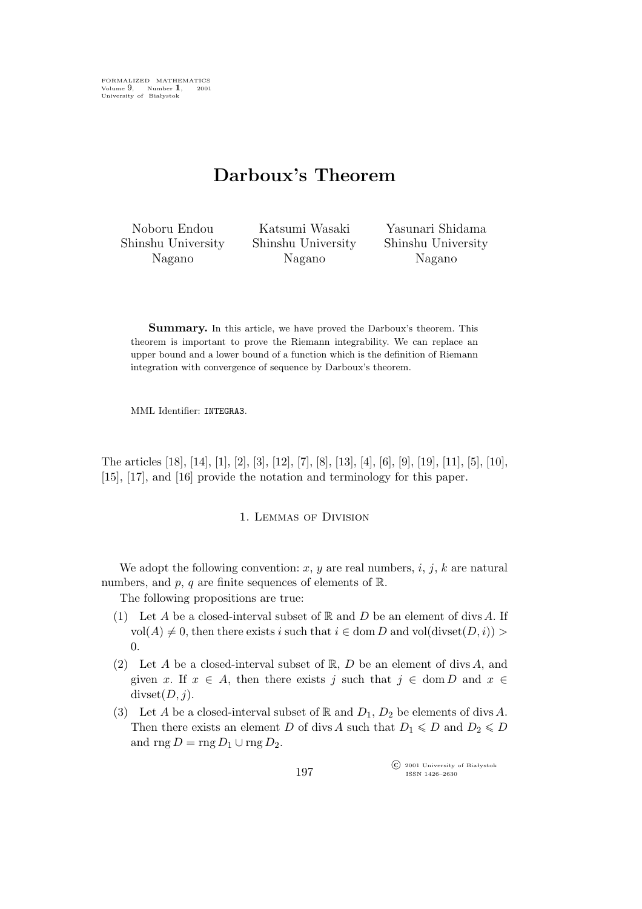# Darboux's Theorem

Noboru Endou
Shinshu University
Nagano

Katsumi Wasaki
Shinshu University
Nagano

Yasunari Shidama
Shinshu University
Nagano

**Summary.** In this article, we have proved the Darboux's theorem. This theorem is important to prove the Riemann integrability. We can replace an upper bound and a lower bound of a function which is the definition of Riemann integration with convergence of sequence by Darboux's theorem.

MML Identifier: INTEGRA3.

The articles [18], [14], [1], [2], [3], [12], [7], [8], [13], [4], [6], [9], [19], [11], [5], [10], [15], [17], and [16] provide the notation and terminology for this paper.

## 1. Lemmas of Division

We adopt the following convention: $x$, $y$ are real numbers, $i$, $j$, $k$ are natural numbers, and $p$, $q$ are finite sequences of elements of $\mathbb{R}$.

The following propositions are true:

(1) Let $A$ be a closed-interval subset of $\mathbb{R}$ and $D$ be an element of divs $A$. If $\mathrm{vol}(A) \neq 0$, then there exists $i$ such that $i \in \mathrm{dom}\, D$ and $\mathrm{vol}(\mathrm{divset}(D, i)) > 0$.

(2) Let $A$ be a closed-interval subset of $\mathbb{R}$, $D$ be an element of divs $A$, and given $x$. If $x \in A$, then there exists $j$ such that $j \in \mathrm{dom}\, D$ and $x \in \mathrm{divset}(D, j)$.

(3) Let $A$ be a closed-interval subset of $\mathbb{R}$ and $D_1$, $D_2$ be elements of divs $A$. Then there exists an element $D$ of divs $A$ such that $D_1 \leqslant D$ and $D_2 \leqslant D$ and $\mathrm{rng}\, D = \mathrm{rng}\, D_1 \cup \mathrm{rng}\, D_2$.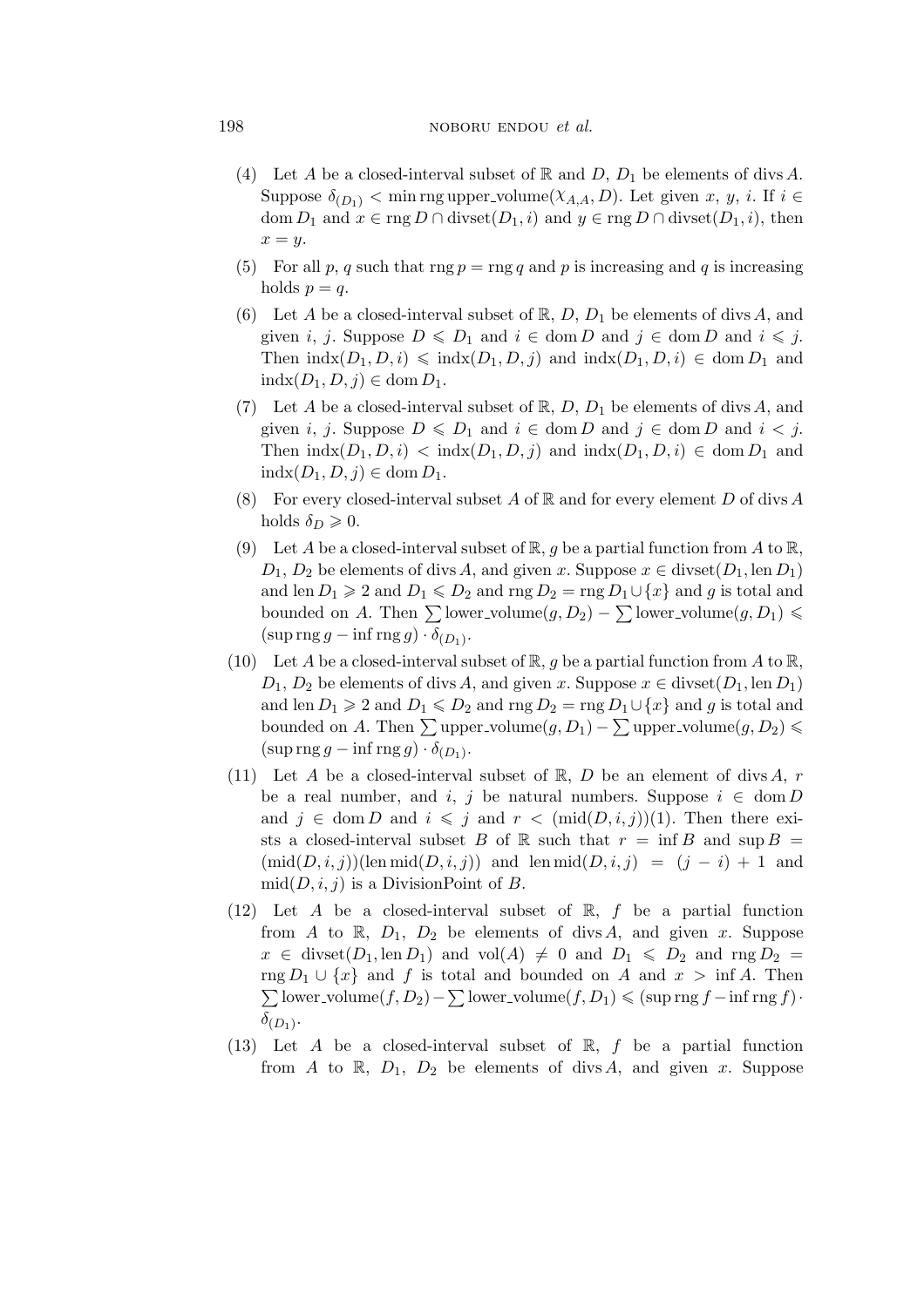(4) Let $A$ be a closed-interval subset of $\mathbb{R}$ and $D$, $D_1$ be elements of divs $A$. Suppose $\delta_{(D_1)} < \min \operatorname{rng} \text{upper\_volume}(\chi_{A,A}, D)$. Let given $x$, $y$, $i$. If $i \in \operatorname{dom} D_1$ and $x \in \operatorname{rng} D \cap \operatorname{divset}(D_1, i)$ and $y \in \operatorname{rng} D \cap \operatorname{divset}(D_1, i)$, then $x = y$.

(5) For all $p$, $q$ such that $\operatorname{rng} p = \operatorname{rng} q$ and $p$ is increasing and $q$ is increasing holds $p = q$.

(6) Let $A$ be a closed-interval subset of $\mathbb{R}$, $D$, $D_1$ be elements of divs $A$, and given $i$, $j$. Suppose $D \leqslant D_1$ and $i \in \operatorname{dom} D$ and $j \in \operatorname{dom} D$ and $i \leqslant j$. Then $\operatorname{indx}(D_1, D, i) \leqslant \operatorname{indx}(D_1, D, j)$ and $\operatorname{indx}(D_1, D, i) \in \operatorname{dom} D_1$ and $\operatorname{indx}(D_1, D, j) \in \operatorname{dom} D_1$.

(7) Let $A$ be a closed-interval subset of $\mathbb{R}$, $D$, $D_1$ be elements of divs $A$, and given $i$, $j$. Suppose $D \leqslant D_1$ and $i \in \operatorname{dom} D$ and $j \in \operatorname{dom} D$ and $i < j$. Then $\operatorname{indx}(D_1, D, i) < \operatorname{indx}(D_1, D, j)$ and $\operatorname{indx}(D_1, D, i) \in \operatorname{dom} D_1$ and $\operatorname{indx}(D_1, D, j) \in \operatorname{dom} D_1$.

(8) For every closed-interval subset $A$ of $\mathbb{R}$ and for every element $D$ of divs $A$ holds $\delta_D \geqslant 0$.

(9) Let $A$ be a closed-interval subset of $\mathbb{R}$, $g$ be a partial function from $A$ to $\mathbb{R}$, $D_1$, $D_2$ be elements of divs $A$, and given $x$. Suppose $x \in \operatorname{divset}(D_1, \operatorname{len} D_1)$ and $\operatorname{len} D_1 \geqslant 2$ and $D_1 \leqslant D_2$ and $\operatorname{rng} D_2 = \operatorname{rng} D_1 \cup \{x\}$ and $g$ is total and bounded on $A$. Then $\sum \text{lower\_volume}(g, D_2) - \sum \text{lower\_volume}(g, D_1) \leqslant (\sup \operatorname{rng} g - \inf \operatorname{rng} g) \cdot \delta_{(D_1)}$.

(10) Let $A$ be a closed-interval subset of $\mathbb{R}$, $g$ be a partial function from $A$ to $\mathbb{R}$, $D_1$, $D_2$ be elements of divs $A$, and given $x$. Suppose $x \in \operatorname{divset}(D_1, \operatorname{len} D_1)$ and $\operatorname{len} D_1 \geqslant 2$ and $D_1 \leqslant D_2$ and $\operatorname{rng} D_2 = \operatorname{rng} D_1 \cup \{x\}$ and $g$ is total and bounded on $A$. Then $\sum \text{upper\_volume}(g, D_1) - \sum \text{upper\_volume}(g, D_2) \leqslant (\sup \operatorname{rng} g - \inf \operatorname{rng} g) \cdot \delta_{(D_1)}$.

(11) Let $A$ be a closed-interval subset of $\mathbb{R}$, $D$ be an element of divs $A$, $r$ be a real number, and $i$, $j$ be natural numbers. Suppose $i \in \operatorname{dom} D$ and $j \in \operatorname{dom} D$ and $i \leqslant j$ and $r < (\operatorname{mid}(D, i, j))(1)$. Then there exists a closed-interval subset $B$ of $\mathbb{R}$ such that $r = \inf B$ and $\sup B = (\operatorname{mid}(D, i, j))(\operatorname{len} \operatorname{mid}(D, i, j))$ and $\operatorname{len} \operatorname{mid}(D, i, j) = (j - i) + 1$ and $\operatorname{mid}(D, i, j)$ is a DivisionPoint of $B$.

(12) Let $A$ be a closed-interval subset of $\mathbb{R}$, $f$ be a partial function from $A$ to $\mathbb{R}$, $D_1$, $D_2$ be elements of divs $A$, and given $x$. Suppose $x \in \operatorname{divset}(D_1, \operatorname{len} D_1)$ and $\operatorname{vol}(A) \neq 0$ and $D_1 \leqslant D_2$ and $\operatorname{rng} D_2 = \operatorname{rng} D_1 \cup \{x\}$ and $f$ is total and bounded on $A$ and $x > \inf A$. Then $\sum \text{lower\_volume}(f, D_2) - \sum \text{lower\_volume}(f, D_1) \leqslant (\sup \operatorname{rng} f - \inf \operatorname{rng} f) \cdot \delta_{(D_1)}$.

(13) Let $A$ be a closed-interval subset of $\mathbb{R}$, $f$ be a partial function from $A$ to $\mathbb{R}$, $D_1$, $D_2$ be elements of divs $A$, and given $x$. Suppose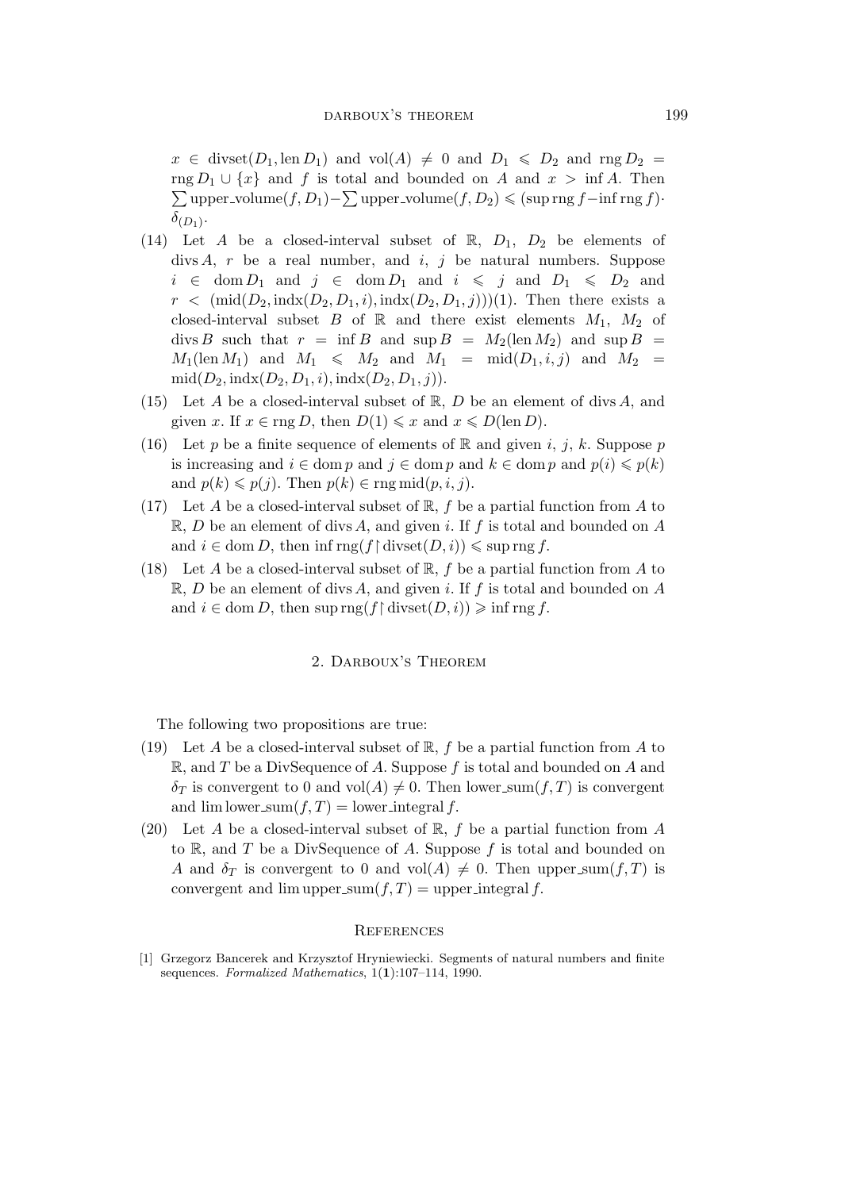$x \in \operatorname{divset}(D_1, \operatorname{len} D_1)$ and $\operatorname{vol}(A) \neq 0$ and $D_1 \leqslant D_2$ and $\operatorname{rng} D_2 = \operatorname{rng} D_1 \cup \{x\}$ and $f$ is total and bounded on $A$ and $x > \inf A$. Then $\sum \text{upper\_volume}(f, D_1) - \sum \text{upper\_volume}(f, D_2) \leqslant (\sup \operatorname{rng} f - \inf \operatorname{rng} f) \cdot \delta_{(D_1)}$.

(14) Let $A$ be a closed-interval subset of $\mathbb{R}$, $D_1$, $D_2$ be elements of $\operatorname{divs} A$, $r$ be a real number, and $i$, $j$ be natural numbers. Suppose $i \in \operatorname{dom} D_1$ and $j \in \operatorname{dom} D_1$ and $i \leqslant j$ and $D_1 \leqslant D_2$ and $r < (\operatorname{mid}(D_2, \operatorname{indx}(D_2, D_1, i), \operatorname{indx}(D_2, D_1, j)))(1)$. Then there exists a closed-interval subset $B$ of $\mathbb{R}$ and there exist elements $M_1$, $M_2$ of $\operatorname{divs} B$ such that $r = \inf B$ and $\sup B = M_2(\operatorname{len} M_2)$ and $\sup B = M_1(\operatorname{len} M_1)$ and $M_1 \leqslant M_2$ and $M_1 = \operatorname{mid}(D_1, i, j)$ and $M_2 = \operatorname{mid}(D_2, \operatorname{indx}(D_2, D_1, i), \operatorname{indx}(D_2, D_1, j))$.

(15) Let $A$ be a closed-interval subset of $\mathbb{R}$, $D$ be an element of $\operatorname{divs} A$, and given $x$. If $x \in \operatorname{rng} D$, then $D(1) \leqslant x$ and $x \leqslant D(\operatorname{len} D)$.

(16) Let $p$ be a finite sequence of elements of $\mathbb{R}$ and given $i$, $j$, $k$. Suppose $p$ is increasing and $i \in \operatorname{dom} p$ and $j \in \operatorname{dom} p$ and $k \in \operatorname{dom} p$ and $p(i) \leqslant p(k)$ and $p(k) \leqslant p(j)$. Then $p(k) \in \operatorname{rng} \operatorname{mid}(p, i, j)$.

(17) Let $A$ be a closed-interval subset of $\mathbb{R}$, $f$ be a partial function from $A$ to $\mathbb{R}$, $D$ be an element of $\operatorname{divs} A$, and given $i$. If $f$ is total and bounded on $A$ and $i \in \operatorname{dom} D$, then $\inf \operatorname{rng}(f \restriction \operatorname{divset}(D, i)) \leqslant \sup \operatorname{rng} f$.

(18) Let $A$ be a closed-interval subset of $\mathbb{R}$, $f$ be a partial function from $A$ to $\mathbb{R}$, $D$ be an element of $\operatorname{divs} A$, and given $i$. If $f$ is total and bounded on $A$ and $i \in \operatorname{dom} D$, then $\sup \operatorname{rng}(f \restriction \operatorname{divset}(D, i)) \geqslant \inf \operatorname{rng} f$.

## 2. Darboux's Theorem

The following two propositions are true:

(19) Let $A$ be a closed-interval subset of $\mathbb{R}$, $f$ be a partial function from $A$ to $\mathbb{R}$, and $T$ be a DivSequence of $A$. Suppose $f$ is total and bounded on $A$ and $\delta_T$ is convergent to 0 and $\operatorname{vol}(A) \neq 0$. Then $\text{lower\_sum}(f, T)$ is convergent and $\lim \text{lower\_sum}(f, T) = \text{lower\_integral}\, f$.

(20) Let $A$ be a closed-interval subset of $\mathbb{R}$, $f$ be a partial function from $A$ to $\mathbb{R}$, and $T$ be a DivSequence of $A$. Suppose $f$ is total and bounded on $A$ and $\delta_T$ is convergent to 0 and $\operatorname{vol}(A) \neq 0$. Then $\text{upper\_sum}(f, T)$ is convergent and $\lim \text{upper\_sum}(f, T) = \text{upper\_integral}\, f$.

## References

[1] Grzegorz Bancerek and Krzysztof Hryniewiecki. Segments of natural numbers and finite sequences. *Formalized Mathematics*, 1(**1**):107–114, 1990.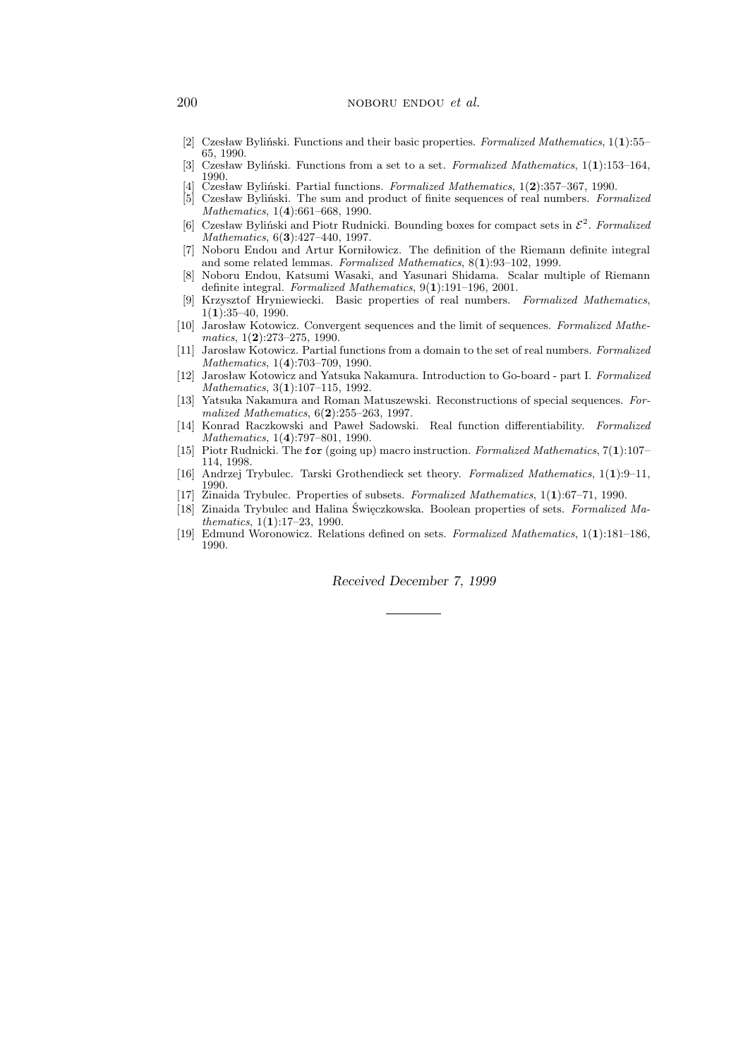[2] Czesław Byliński. Functions and their basic properties. *Formalized Mathematics*, 1(**1**):55–65, 1990.

[3] Czesław Byliński. Functions from a set to a set. *Formalized Mathematics*, 1(**1**):153–164, 1990.

[4] Czesław Byliński. Partial functions. *Formalized Mathematics*, 1(**2**):357–367, 1990.

[5] Czesław Byliński. The sum and product of finite sequences of real numbers. *Formalized Mathematics*, 1(**4**):661–668, 1990.

[6] Czesław Byliński and Piotr Rudnicki. Bounding boxes for compact sets in $\mathcal{E}^2$. *Formalized Mathematics*, 6(**3**):427–440, 1997.

[7] Noboru Endou and Artur Korniłowicz. The definition of the Riemann definite integral and some related lemmas. *Formalized Mathematics*, 8(**1**):93–102, 1999.

[8] Noboru Endou, Katsumi Wasaki, and Yasunari Shidama. Scalar multiple of Riemann definite integral. *Formalized Mathematics*, 9(**1**):191–196, 2001.

[9] Krzysztof Hryniewiecki. Basic properties of real numbers. *Formalized Mathematics*, 1(**1**):35–40, 1990.

[10] Jarosław Kotowicz. Convergent sequences and the limit of sequences. *Formalized Mathematics*, 1(**2**):273–275, 1990.

[11] Jarosław Kotowicz. Partial functions from a domain to the set of real numbers. *Formalized Mathematics*, 1(**4**):703–709, 1990.

[12] Jarosław Kotowicz and Yatsuka Nakamura. Introduction to Go-board - part I. *Formalized Mathematics*, 3(**1**):107–115, 1992.

[13] Yatsuka Nakamura and Roman Matuszewski. Reconstructions of special sequences. *Formalized Mathematics*, 6(**2**):255–263, 1997.

[14] Konrad Raczkowski and Paweł Sadowski. Real function differentiability. *Formalized Mathematics*, 1(**4**):797–801, 1990.

[15] Piotr Rudnicki. The `for` (going up) macro instruction. *Formalized Mathematics*, 7(**1**):107–114, 1998.

[16] Andrzej Trybulec. Tarski Grothendieck set theory. *Formalized Mathematics*, 1(**1**):9–11, 1990.

[17] Zinaida Trybulec. Properties of subsets. *Formalized Mathematics*, 1(**1**):67–71, 1990.

[18] Zinaida Trybulec and Halina Święczkowska. Boolean properties of sets. *Formalized Mathematics*, 1(**1**):17–23, 1990.

[19] Edmund Woronowicz. Relations defined on sets. *Formalized Mathematics*, 1(**1**):181–186, 1990.

*Received December 7, 1999*